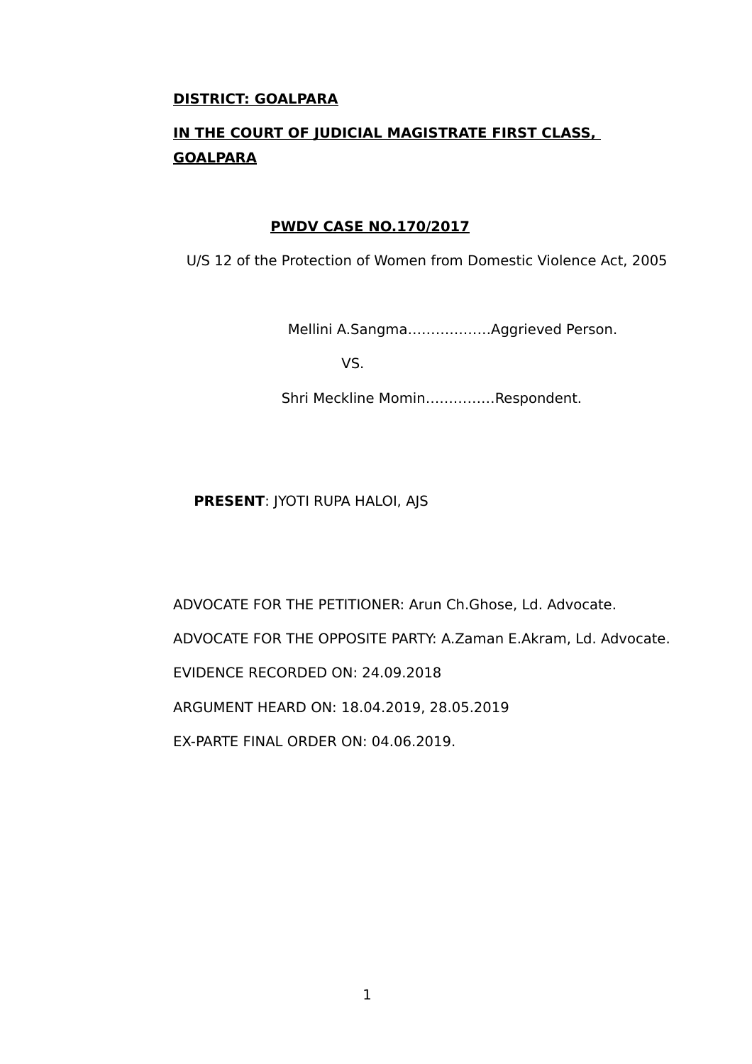**DISTRICT: GOALPARA**

**IN THE COURT OF JUDICIAL MAGISTRATE FIRST CLASS, GOALPARA**

**PWDV CASE NO.170/2017**

U/S 12 of the Protection of Women from Domestic Violence Act, 2005

Mellini A.Sangma………………Aggrieved Person.

VS.

Shri Meckline Momin……………Respondent.

**PRESENT**: JYOTI RUPA HALOI, AJS

ADVOCATE FOR THE PETITIONER: Arun Ch.Ghose, Ld. Advocate.

ADVOCATE FOR THE OPPOSITE PARTY: A.Zaman E.Akram, Ld. Advocate.

EVIDENCE RECORDED ON: 24.09.2018

ARGUMENT HEARD ON: 18.04.2019, 28.05.2019

EX-PARTE FINAL ORDER ON: 04.06.2019.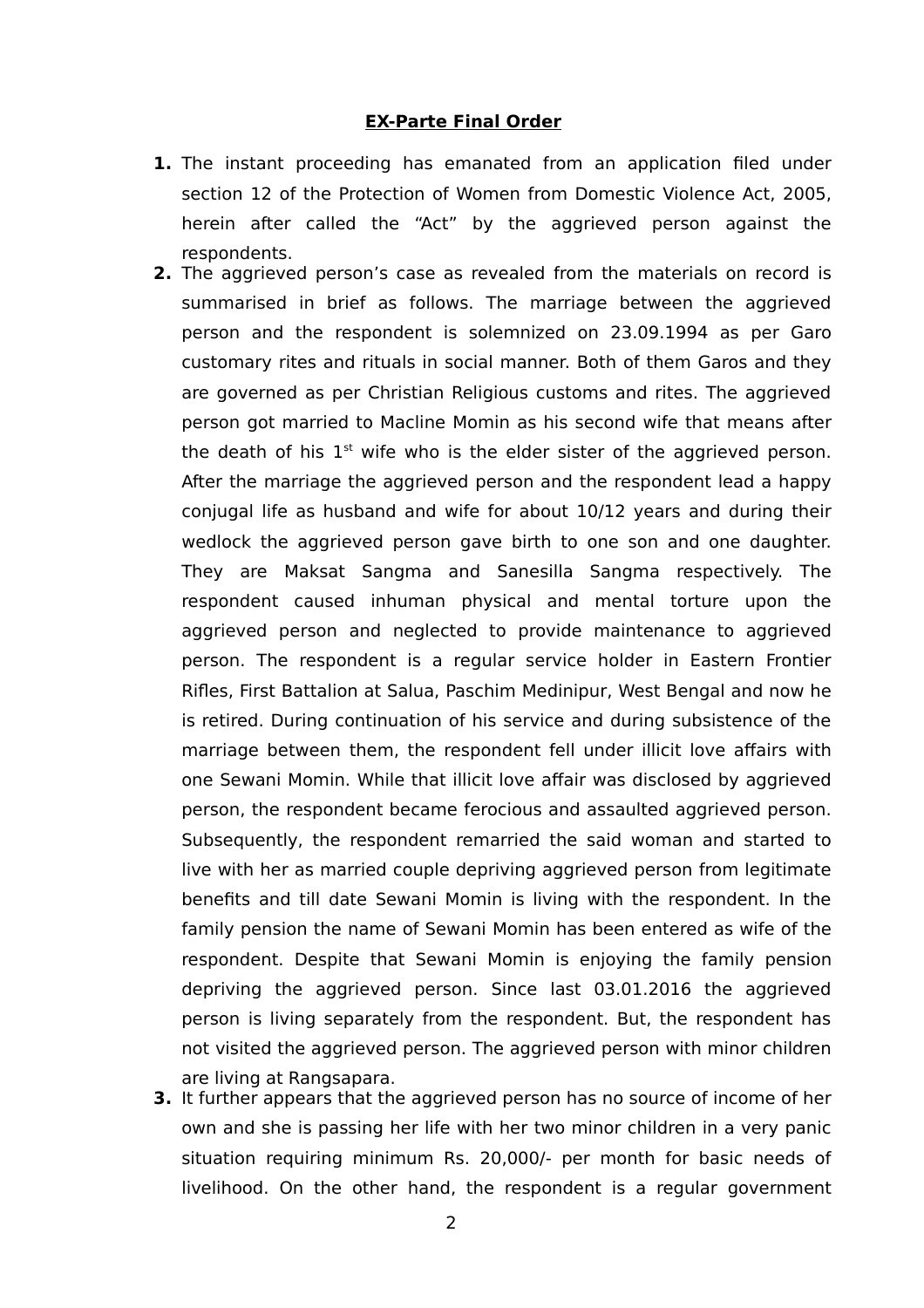**EX-Parte Final Order**

1. The instant proceeding has emanated from an application filed under section 12 of the Protection of Women from Domestic Violence Act, 2005, herein after called the "Act" by the aggrieved person against the respondents.
2. The aggrieved person's case as revealed from the materials on record is summarised in brief as follows. The marriage between the aggrieved person and the respondent is solemnized on 23.09.1994 as per Garo customary rites and rituals in social manner. Both of them Garos and they are governed as per Christian Religious customs and rites. The aggrieved person got married to Macline Momin as his second wife that means after the death of his 1st wife who is the elder sister of the aggrieved person. After the marriage the aggrieved person and the respondent lead a happy conjugal life as husband and wife for about 10/12 years and during their wedlock the aggrieved person gave birth to one son and one daughter. They are Maksat Sangma and Sanesilla Sangma respectively. The respondent caused inhuman physical and mental torture upon the aggrieved person and neglected to provide maintenance to aggrieved person. The respondent is a regular service holder in Eastern Frontier Rifles, First Battalion at Salua, Paschim Medinipur, West Bengal and now he is retired. During continuation of his service and during subsistence of the marriage between them, the respondent fell under illicit love affairs with one Sewani Momin. While that illicit love affair was disclosed by aggrieved person, the respondent became ferocious and assaulted aggrieved person. Subsequently, the respondent remarried the said woman and started to live with her as married couple depriving aggrieved person from legitimate benefits and till date Sewani Momin is living with the respondent. In the family pension the name of Sewani Momin has been entered as wife of the respondent. Despite that Sewani Momin is enjoying the family pension depriving the aggrieved person. Since last 03.01.2016 the aggrieved person is living separately from the respondent. But, the respondent has not visited the aggrieved person. The aggrieved person with minor children are living at Rangsapara.
3. It further appears that the aggrieved person has no source of income of her own and she is passing her life with her two minor children in a very panic situation requiring minimum Rs. 20,000/- per month for basic needs of livelihood. On the other hand, the respondent is a regular government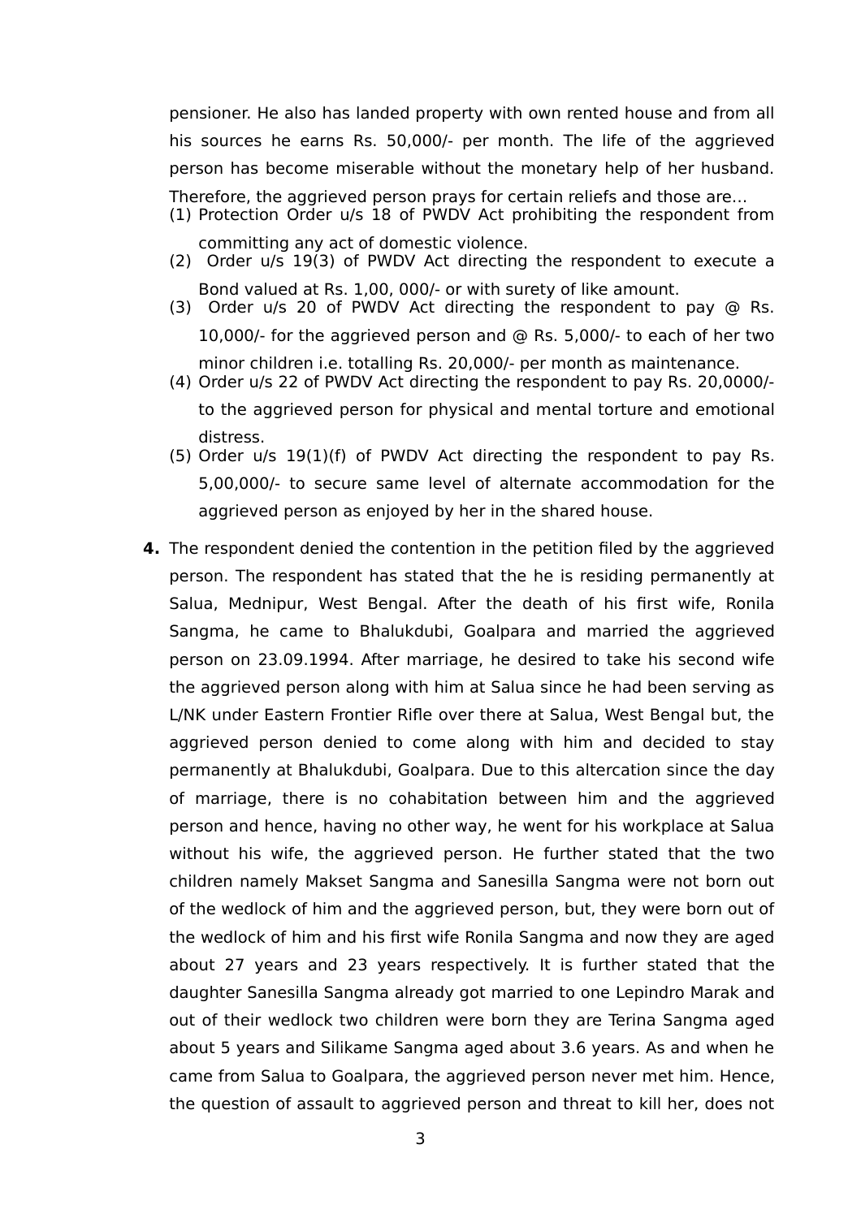pensioner. He also has landed property with own rented house and from all his sources he earns Rs. 50,000/- per month. The life of the aggrieved person has become miserable without the monetary help of her husband. Therefore, the aggrieved person prays for certain reliefs and those are...

(1) Protection Order u/s 18 of PWDV Act prohibiting the respondent from committing any act of domestic violence.
(2) Order u/s 19(3) of PWDV Act directing the respondent to execute a Bond valued at Rs. 1,00, 000/- or with surety of like amount.
(3) Order u/s 20 of PWDV Act directing the respondent to pay @ Rs. 10,000/- for the aggrieved person and @ Rs. 5,000/- to each of her two minor children i.e. totalling Rs. 20,000/- per month as maintenance.
(4) Order u/s 22 of PWDV Act directing the respondent to pay Rs. 20,0000/- to the aggrieved person for physical and mental torture and emotional distress.
(5) Order u/s 19(1)(f) of PWDV Act directing the respondent to pay Rs. 5,00,000/- to secure same level of alternate accommodation for the aggrieved person as enjoyed by her in the shared house.

**4.** The respondent denied the contention in the petition filed by the aggrieved person. The respondent has stated that the he is residing permanently at Salua, Mednipur, West Bengal. After the death of his first wife, Ronila Sangma, he came to Bhalukdubi, Goalpara and married the aggrieved person on 23.09.1994. After marriage, he desired to take his second wife the aggrieved person along with him at Salua since he had been serving as L/NK under Eastern Frontier Rifle over there at Salua, West Bengal but, the aggrieved person denied to come along with him and decided to stay permanently at Bhalukdubi, Goalpara. Due to this altercation since the day of marriage, there is no cohabitation between him and the aggrieved person and hence, having no other way, he went for his workplace at Salua without his wife, the aggrieved person. He further stated that the two children namely Makset Sangma and Sanesilla Sangma were not born out of the wedlock of him and the aggrieved person, but, they were born out of the wedlock of him and his first wife Ronila Sangma and now they are aged about 27 years and 23 years respectively. It is further stated that the daughter Sanesilla Sangma already got married to one Lepindro Marak and out of their wedlock two children were born they are Terina Sangma aged about 5 years and Silikame Sangma aged about 3.6 years. As and when he came from Salua to Goalpara, the aggrieved person never met him. Hence, the question of assault to aggrieved person and threat to kill her, does not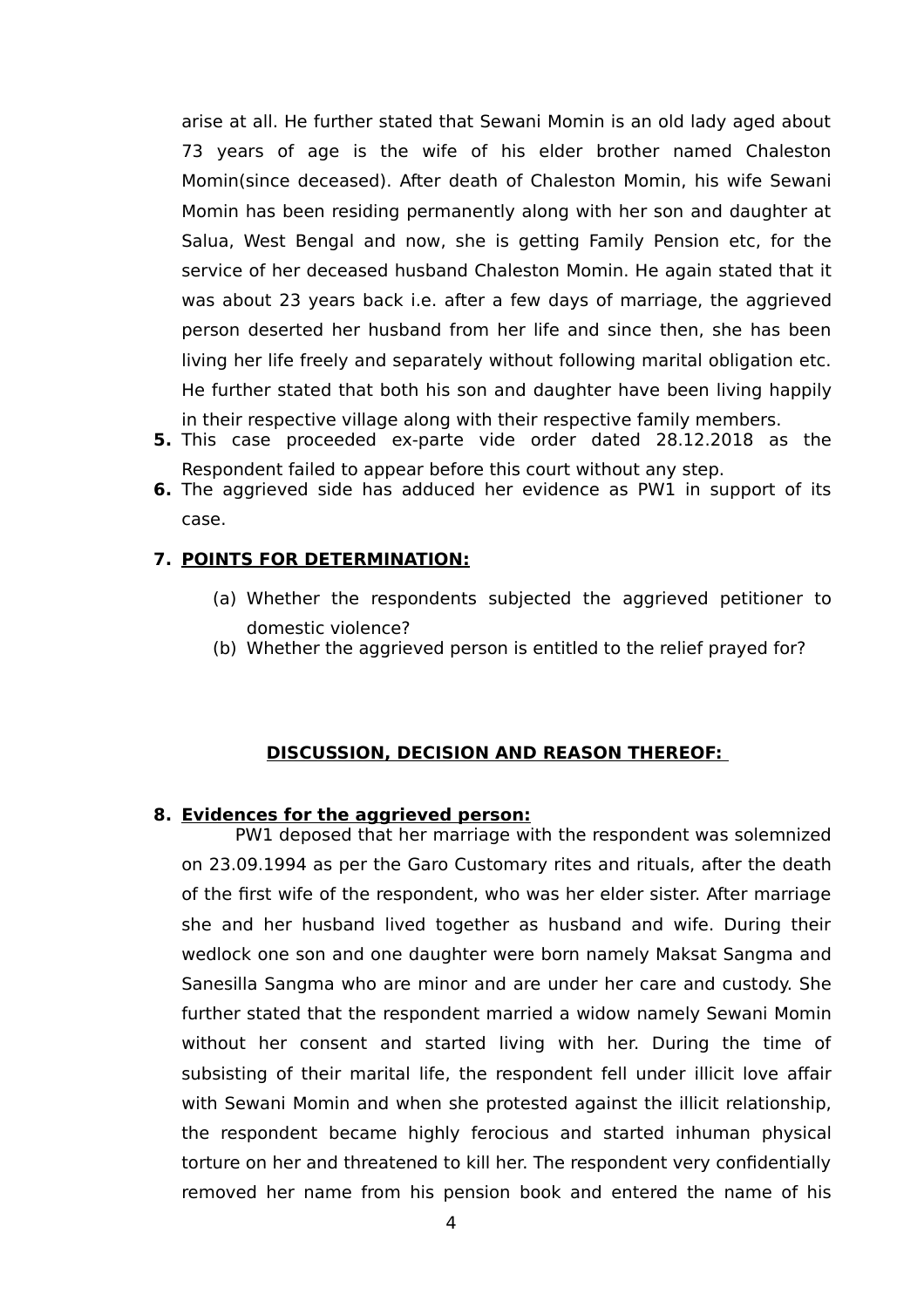arise at all. He further stated that Sewani Momin is an old lady aged about 73 years of age is the wife of his elder brother named Chaleston Momin(since deceased). After death of Chaleston Momin, his wife Sewani Momin has been residing permanently along with her son and daughter at Salua, West Bengal and now, she is getting Family Pension etc, for the service of her deceased husband Chaleston Momin. He again stated that it was about 23 years back i.e. after a few days of marriage, the aggrieved person deserted her husband from her life and since then, she has been living her life freely and separately without following marital obligation etc. He further stated that both his son and daughter have been living happily in their respective village along with their respective family members.

**5.** This case proceeded ex-parte vide order dated 28.12.2018 as the Respondent failed to appear before this court without any step.

**6.** The aggrieved side has adduced her evidence as PW1 in support of its case.

**7. POINTS FOR DETERMINATION:**

(a) Whether the respondents subjected the aggrieved petitioner to domestic violence?

(b) Whether the aggrieved person is entitled to the relief prayed for?

## DISCUSSION, DECISION AND REASON THEREOF:

**8. Evidences for the aggrieved person:**

PW1 deposed that her marriage with the respondent was solemnized on 23.09.1994 as per the Garo Customary rites and rituals, after the death of the first wife of the respondent, who was her elder sister. After marriage she and her husband lived together as husband and wife. During their wedlock one son and one daughter were born namely Maksat Sangma and Sanesilla Sangma who are minor and are under her care and custody. She further stated that the respondent married a widow namely Sewani Momin without her consent and started living with her. During the time of subsisting of their marital life, the respondent fell under illicit love affair with Sewani Momin and when she protested against the illicit relationship, the respondent became highly ferocious and started inhuman physical torture on her and threatened to kill her. The respondent very confidentially removed her name from his pension book and entered the name of his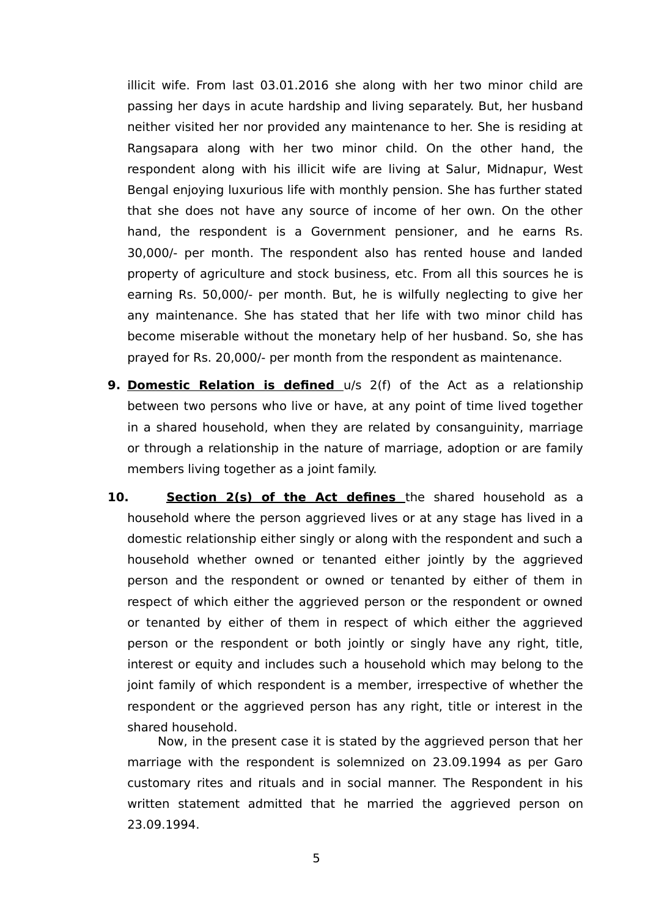illicit wife. From last 03.01.2016 she along with her two minor child are passing her days in acute hardship and living separately. But, her husband neither visited her nor provided any maintenance to her. She is residing at Rangsapara along with her two minor child. On the other hand, the respondent along with his illicit wife are living at Salur, Midnapur, West Bengal enjoying luxurious life with monthly pension. She has further stated that she does not have any source of income of her own. On the other hand, the respondent is a Government pensioner, and he earns Rs. 30,000/- per month. The respondent also has rented house and landed property of agriculture and stock business, etc. From all this sources he is earning Rs. 50,000/- per month. But, he is wilfully neglecting to give her any maintenance. She has stated that her life with two minor child has become miserable without the monetary help of her husband. So, she has prayed for Rs. 20,000/- per month from the respondent as maintenance.

**9.** **Domestic Relation is defined** u/s 2(f) of the Act as a relationship between two persons who live or have, at any point of time lived together in a shared household, when they are related by consanguinity, marriage or through a relationship in the nature of marriage, adoption or are family members living together as a joint family.

**10.** **Section 2(s) of the Act defines** the shared household as a household where the person aggrieved lives or at any stage has lived in a domestic relationship either singly or along with the respondent and such a household whether owned or tenanted either jointly by the aggrieved person and the respondent or owned or tenanted by either of them in respect of which either the aggrieved person or the respondent or owned or tenanted by either of them in respect of which either the aggrieved person or the respondent or both jointly or singly have any right, title, interest or equity and includes such a household which may belong to the joint family of which respondent is a member, irrespective of whether the respondent or the aggrieved person has any right, title or interest in the shared household.

Now, in the present case it is stated by the aggrieved person that her marriage with the respondent is solemnized on 23.09.1994 as per Garo customary rites and rituals and in social manner. The Respondent in his written statement admitted that he married the aggrieved person on 23.09.1994.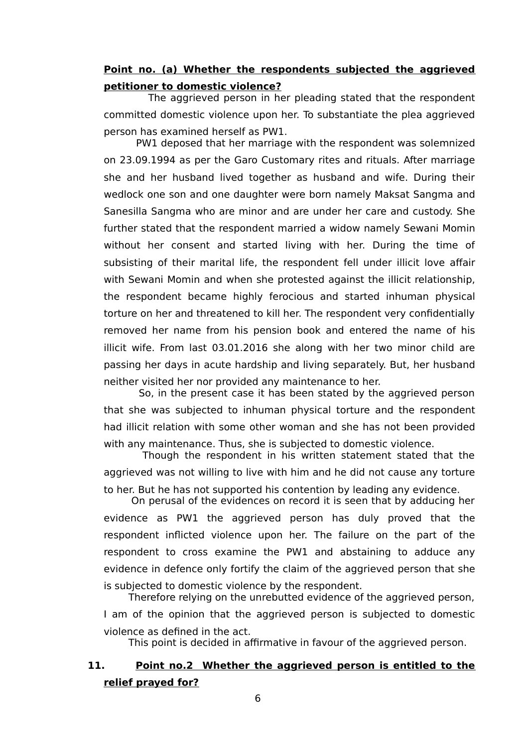**Point no. (a) Whether the respondents subjected the aggrieved petitioner to domestic violence?**

The aggrieved person in her pleading stated that the respondent committed domestic violence upon her. To substantiate the plea aggrieved person has examined herself as PW1.

PW1 deposed that her marriage with the respondent was solemnized on 23.09.1994 as per the Garo Customary rites and rituals. After marriage she and her husband lived together as husband and wife. During their wedlock one son and one daughter were born namely Maksat Sangma and Sanesilla Sangma who are minor and are under her care and custody. She further stated that the respondent married a widow namely Sewani Momin without her consent and started living with her. During the time of subsisting of their marital life, the respondent fell under illicit love affair with Sewani Momin and when she protested against the illicit relationship, the respondent became highly ferocious and started inhuman physical torture on her and threatened to kill her. The respondent very confidentially removed her name from his pension book and entered the name of his illicit wife. From last 03.01.2016 she along with her two minor child are passing her days in acute hardship and living separately. But, her husband neither visited her nor provided any maintenance to her.

So, in the present case it has been stated by the aggrieved person that she was subjected to inhuman physical torture and the respondent had illicit relation with some other woman and she has not been provided with any maintenance. Thus, she is subjected to domestic violence.

Though the respondent in his written statement stated that the aggrieved was not willing to live with him and he did not cause any torture to her. But he has not supported his contention by leading any evidence.

On perusal of the evidences on record it is seen that by adducing her evidence as PW1 the aggrieved person has duly proved that the respondent inflicted violence upon her. The failure on the part of the respondent to cross examine the PW1 and abstaining to adduce any evidence in defence only fortify the claim of the aggrieved person that she is subjected to domestic violence by the respondent.

Therefore relying on the unrebutted evidence of the aggrieved person, I am of the opinion that the aggrieved person is subjected to domestic violence as defined in the act.

This point is decided in affirmative in favour of the aggrieved person.

**11. Point no.2 Whether the aggrieved person is entitled to the relief prayed for?**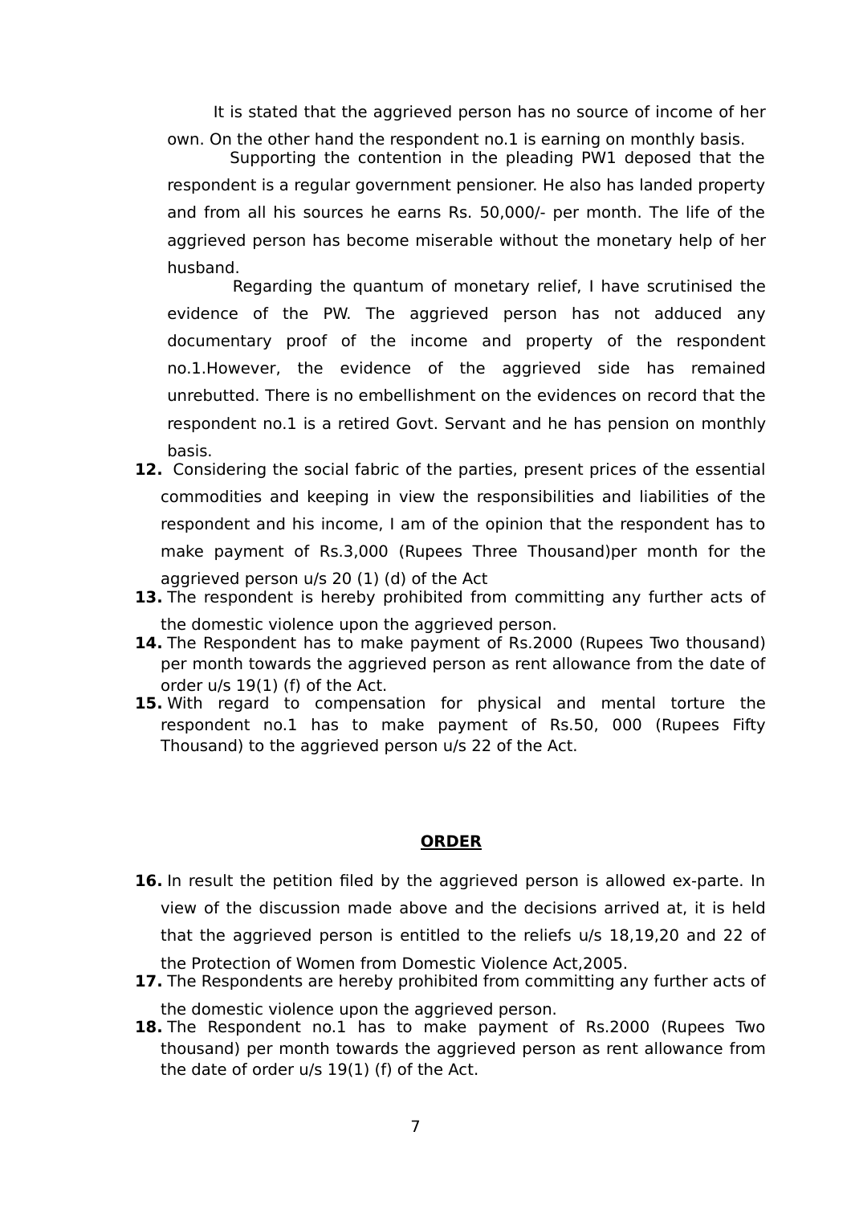It is stated that the aggrieved person has no source of income of her own. On the other hand the respondent no.1 is earning on monthly basis.

Supporting the contention in the pleading PW1 deposed that the respondent is a regular government pensioner. He also has landed property and from all his sources he earns Rs. 50,000/- per month. The life of the aggrieved person has become miserable without the monetary help of her husband.

Regarding the quantum of monetary relief, I have scrutinised the evidence of the PW. The aggrieved person has not adduced any documentary proof of the income and property of the respondent no.1.However, the evidence of the aggrieved side has remained unrebutted. There is no embellishment on the evidences on record that the respondent no.1 is a retired Govt. Servant and he has pension on monthly basis.

**12.** Considering the social fabric of the parties, present prices of the essential commodities and keeping in view the responsibilities and liabilities of the respondent and his income, I am of the opinion that the respondent has to make payment of Rs.3,000 (Rupees Three Thousand)per month for the aggrieved person u/s 20 (1) (d) of the Act

**13.** The respondent is hereby prohibited from committing any further acts of the domestic violence upon the aggrieved person.

**14.** The Respondent has to make payment of Rs.2000 (Rupees Two thousand) per month towards the aggrieved person as rent allowance from the date of order u/s 19(1) (f) of the Act.

**15.** With regard to compensation for physical and mental torture the respondent no.1 has to make payment of Rs.50, 000 (Rupees Fifty Thousand) to the aggrieved person u/s 22 of the Act.

## **ORDER**

**16.** In result the petition filed by the aggrieved person is allowed ex-parte. In view of the discussion made above and the decisions arrived at, it is held that the aggrieved person is entitled to the reliefs u/s 18,19,20 and 22 of the Protection of Women from Domestic Violence Act,2005.

**17.** The Respondents are hereby prohibited from committing any further acts of the domestic violence upon the aggrieved person.

**18.** The Respondent no.1 has to make payment of Rs.2000 (Rupees Two thousand) per month towards the aggrieved person as rent allowance from the date of order u/s 19(1) (f) of the Act.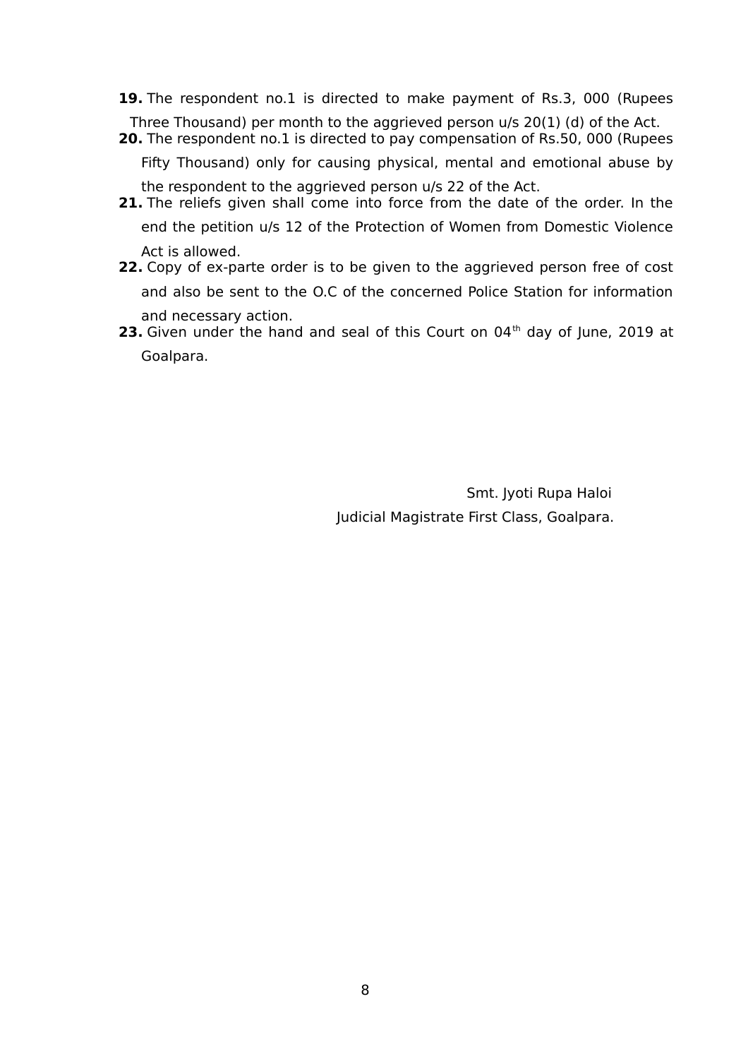**19.** The respondent no.1 is directed to make payment of Rs.3, 000 (Rupees Three Thousand) per month to the aggrieved person u/s 20(1) (d) of the Act.

**20.** The respondent no.1 is directed to pay compensation of Rs.50, 000 (Rupees Fifty Thousand) only for causing physical, mental and emotional abuse by the respondent to the aggrieved person u/s 22 of the Act.

**21.** The reliefs given shall come into force from the date of the order. In the end the petition u/s 12 of the Protection of Women from Domestic Violence Act is allowed.

**22.** Copy of ex-parte order is to be given to the aggrieved person free of cost and also be sent to the O.C of the concerned Police Station for information and necessary action.

**23.** Given under the hand and seal of this Court on 04th day of June, 2019 at Goalpara.

Smt. Jyoti Rupa Haloi

Judicial Magistrate First Class, Goalpara.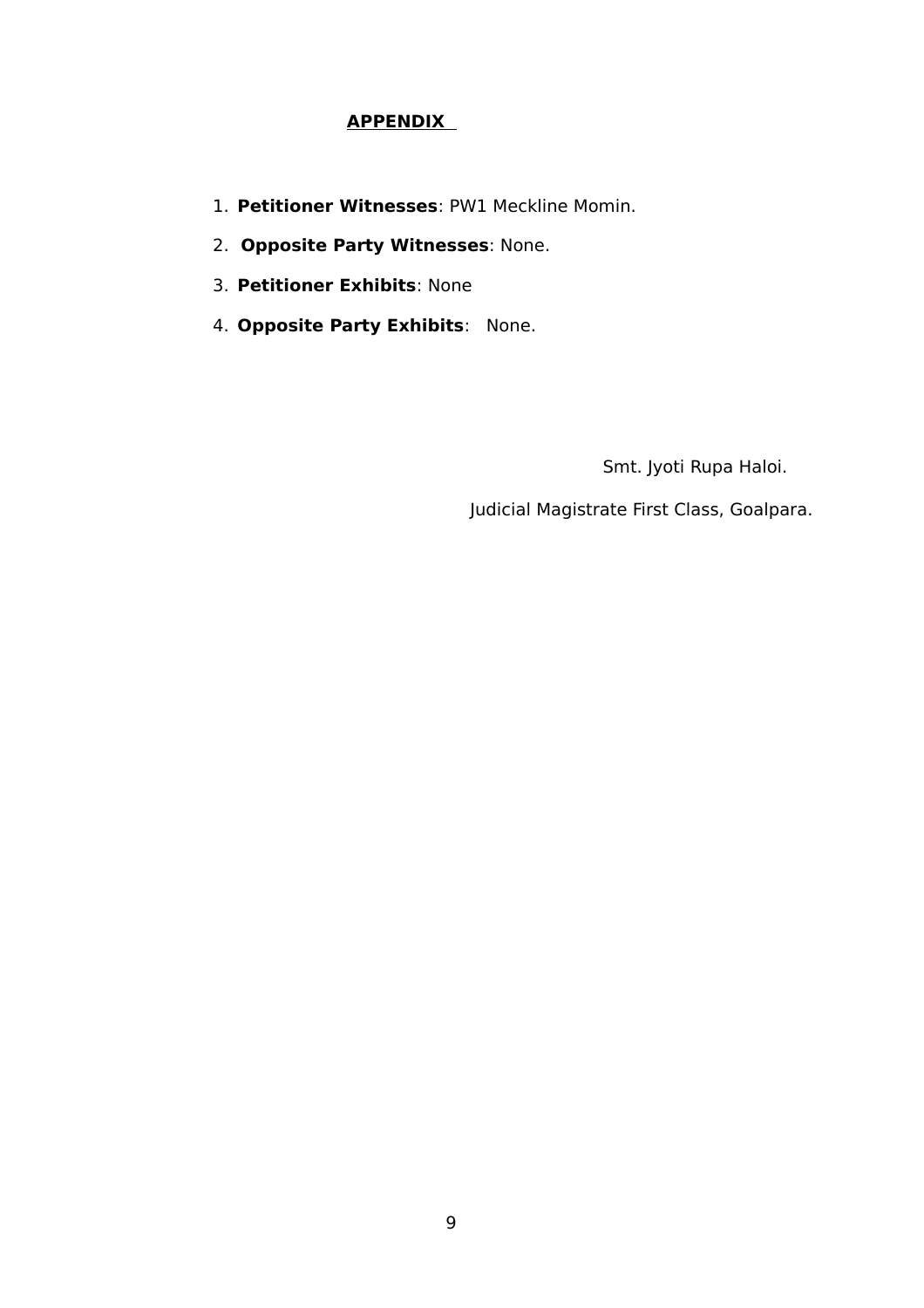**APPENDIX**

1. **Petitioner Witnesses**: PW1 Meckline Momin.
2. **Opposite Party Witnesses**: None.
3. **Petitioner Exhibits**: None
4. **Opposite Party Exhibits**: None.

Smt. Jyoti Rupa Haloi.

Judicial Magistrate First Class, Goalpara.